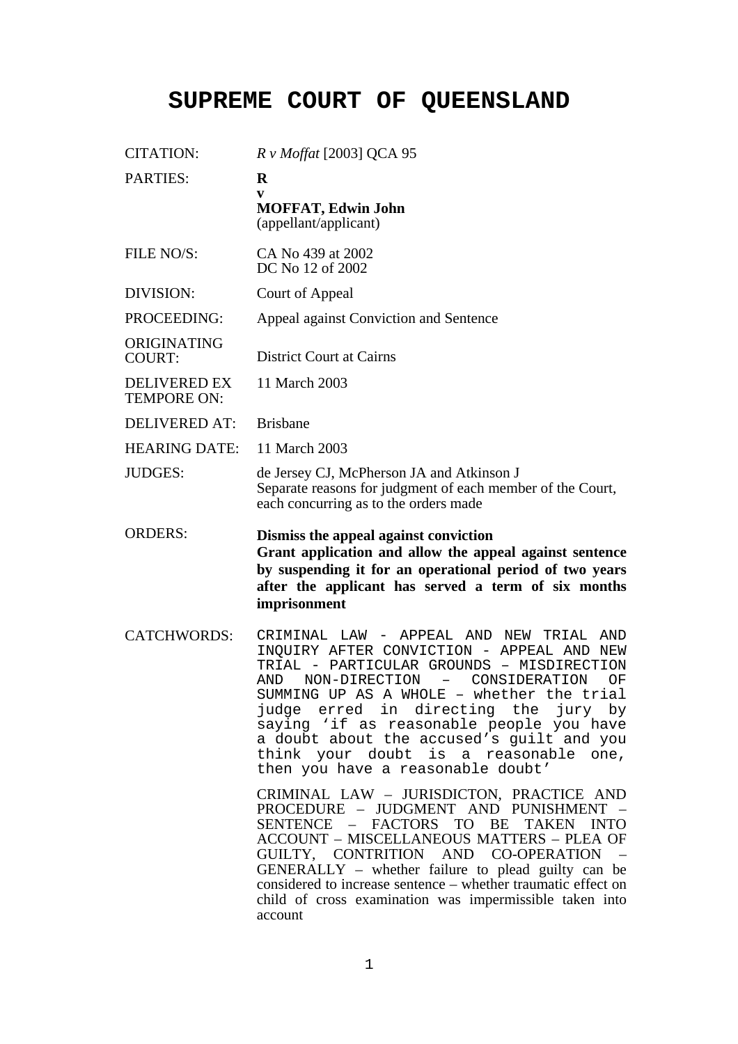# SUPREME COURT OF QUEENSLAND

| | |
|---|---|
| CITATION: | *R v Moffat* [2003] QCA 95 |
| PARTIES: | **R**<br>**v**<br>**MOFFAT, Edwin John**<br>(appellant/applicant) |
| FILE NO/S: | CA No 439 at 2002<br>DC No 12 of 2002 |
| DIVISION: | Court of Appeal |
| PROCEEDING: | Appeal against Conviction and Sentence |
| ORIGINATING COURT: | District Court at Cairns |
| DELIVERED EX TEMPORE ON: | 11 March 2003 |
| DELIVERED AT: | Brisbane |
| HEARING DATE: | 11 March 2003 |
| JUDGES: | de Jersey CJ, McPherson JA and Atkinson J<br>Separate reasons for judgment of each member of the Court, each concurring as to the orders made |
| ORDERS: | **Dismiss the appeal against conviction**<br>**Grant application and allow the appeal against sentence by suspending it for an operational period of two years after the applicant has served a term of six months imprisonment** |
| CATCHWORDS: | CRIMINAL LAW - APPEAL AND NEW TRIAL AND INQUIRY AFTER CONVICTION - APPEAL AND NEW TRIAL - PARTICULAR GROUNDS – MISDIRECTION AND NON-DIRECTION – CONSIDERATION OF SUMMING UP AS A WHOLE – whether the trial judge erred in directing the jury by saying 'if as reasonable people you have a doubt about the accused's guilt and you think your doubt is a reasonable one, then you have a reasonable doubt'<br><br>CRIMINAL LAW – JURISDICTON, PRACTICE AND PROCEDURE – JUDGMENT AND PUNISHMENT – SENTENCE – FACTORS TO BE TAKEN INTO ACCOUNT – MISCELLANEOUS MATTERS – PLEA OF GUILTY, CONTRITION AND CO-OPERATION – GENERALLY – whether failure to plead guilty can be considered to increase sentence – whether traumatic effect on child of cross examination was impermissible taken into account |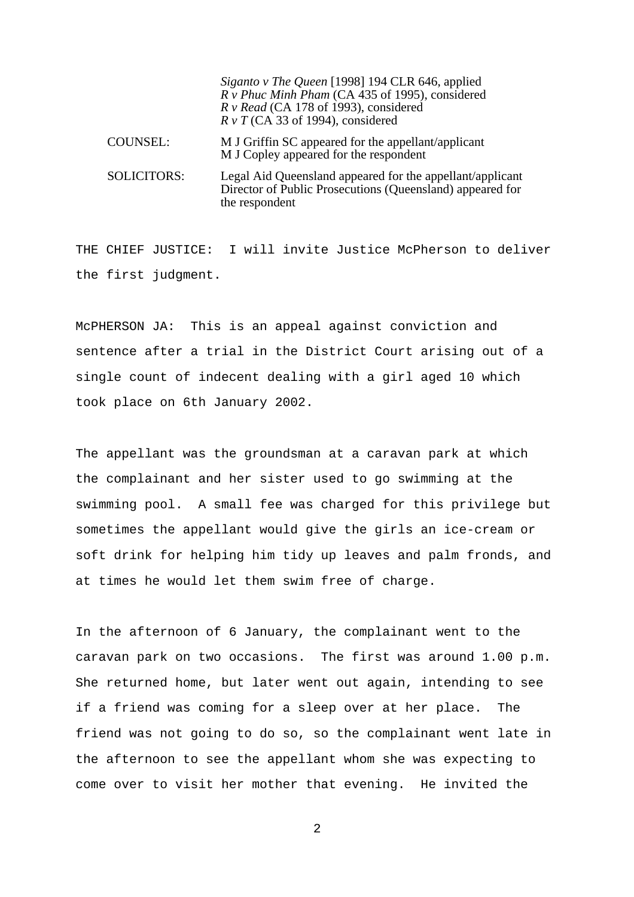*Siganto v The Queen* [1998] 194 CLR 646, applied
*R v Phuc Minh Pham* (CA 435 of 1995), considered
*R v Read* (CA 178 of 1993), considered
*R v T* (CA 33 of 1994), considered

COUNSEL: M J Griffin SC appeared for the appellant/applicant
M J Copley appeared for the respondent

SOLICITORS: Legal Aid Queensland appeared for the appellant/applicant
Director of Public Prosecutions (Queensland) appeared for the respondent

THE CHIEF JUSTICE: I will invite Justice McPherson to deliver the first judgment.

McPHERSON JA: This is an appeal against conviction and sentence after a trial in the District Court arising out of a single count of indecent dealing with a girl aged 10 which took place on 6th January 2002.

The appellant was the groundsman at a caravan park at which the complainant and her sister used to go swimming at the swimming pool. A small fee was charged for this privilege but sometimes the appellant would give the girls an ice-cream or soft drink for helping him tidy up leaves and palm fronds, and at times he would let them swim free of charge.

In the afternoon of 6 January, the complainant went to the caravan park on two occasions. The first was around 1.00 p.m. She returned home, but later went out again, intending to see if a friend was coming for a sleep over at her place. The friend was not going to do so, so the complainant went late in the afternoon to see the appellant whom she was expecting to come over to visit her mother that evening. He invited the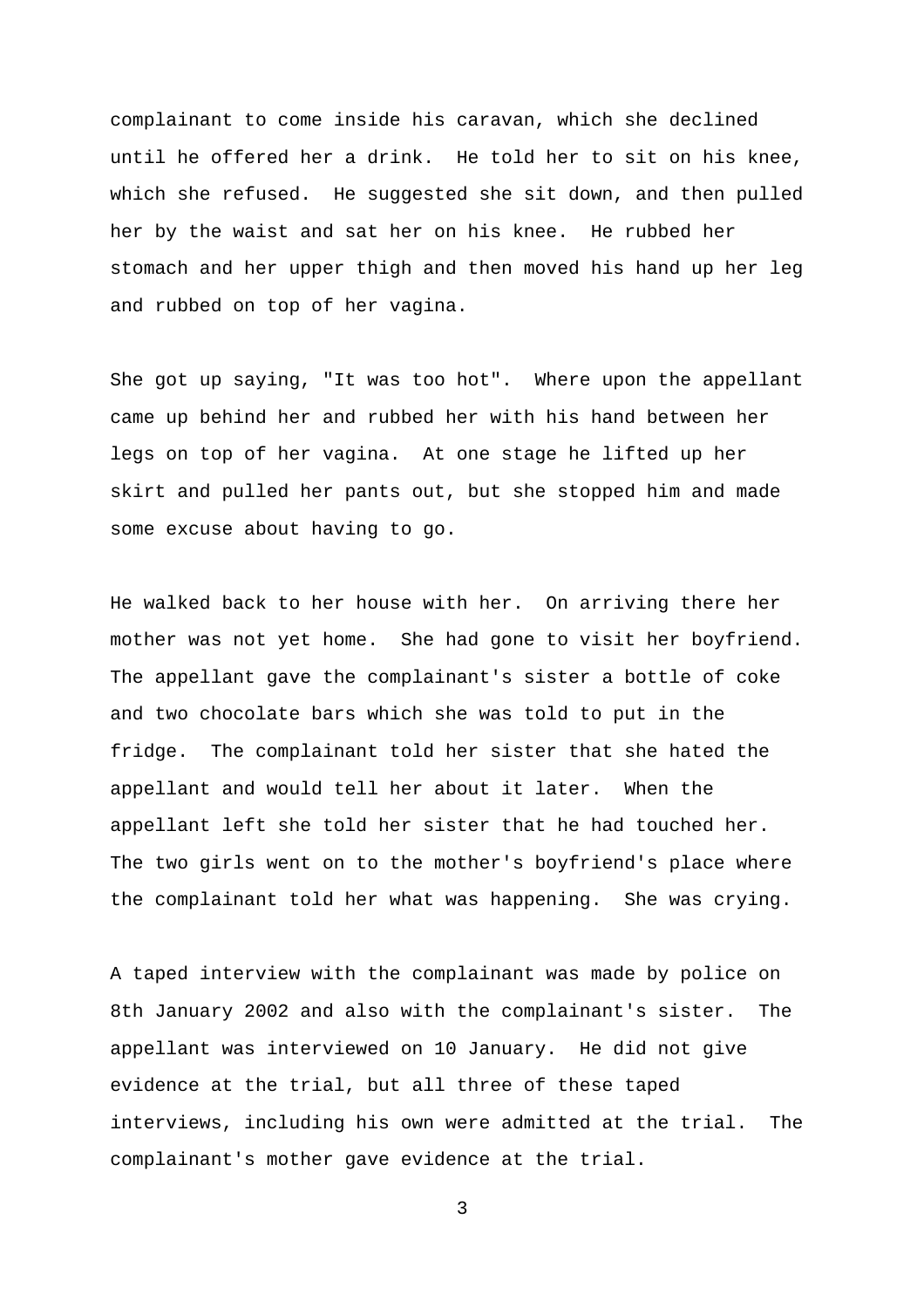complainant to come inside his caravan, which she declined until he offered her a drink. He told her to sit on his knee, which she refused. He suggested she sit down, and then pulled her by the waist and sat her on his knee. He rubbed her stomach and her upper thigh and then moved his hand up her leg and rubbed on top of her vagina.

She got up saying, "It was too hot". Where upon the appellant came up behind her and rubbed her with his hand between her legs on top of her vagina. At one stage he lifted up her skirt and pulled her pants out, but she stopped him and made some excuse about having to go.

He walked back to her house with her. On arriving there her mother was not yet home. She had gone to visit her boyfriend. The appellant gave the complainant's sister a bottle of coke and two chocolate bars which she was told to put in the fridge. The complainant told her sister that she hated the appellant and would tell her about it later. When the appellant left she told her sister that he had touched her. The two girls went on to the mother's boyfriend's place where the complainant told her what was happening. She was crying.

A taped interview with the complainant was made by police on 8th January 2002 and also with the complainant's sister. The appellant was interviewed on 10 January. He did not give evidence at the trial, but all three of these taped interviews, including his own were admitted at the trial. The complainant's mother gave evidence at the trial.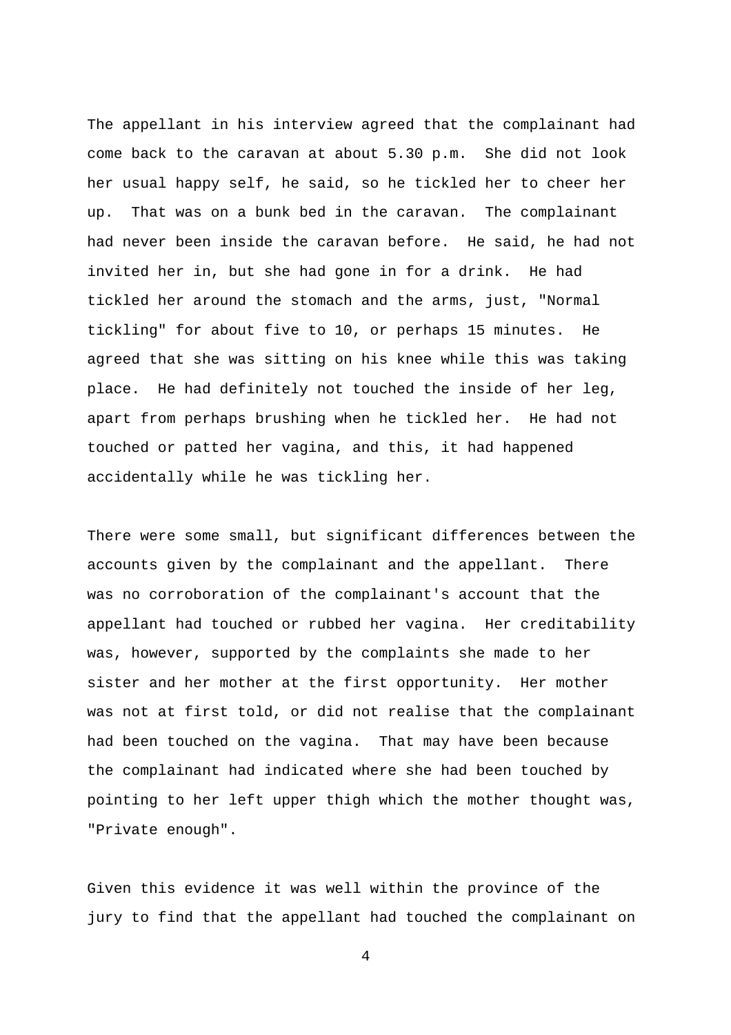The appellant in his interview agreed that the complainant had come back to the caravan at about 5.30 p.m. She did not look her usual happy self, he said, so he tickled her to cheer her up. That was on a bunk bed in the caravan. The complainant had never been inside the caravan before. He said, he had not invited her in, but she had gone in for a drink. He had tickled her around the stomach and the arms, just, "Normal tickling" for about five to 10, or perhaps 15 minutes. He agreed that she was sitting on his knee while this was taking place. He had definitely not touched the inside of her leg, apart from perhaps brushing when he tickled her. He had not touched or patted her vagina, and this, it had happened accidentally while he was tickling her.

There were some small, but significant differences between the accounts given by the complainant and the appellant. There was no corroboration of the complainant's account that the appellant had touched or rubbed her vagina. Her creditability was, however, supported by the complaints she made to her sister and her mother at the first opportunity. Her mother was not at first told, or did not realise that the complainant had been touched on the vagina. That may have been because the complainant had indicated where she had been touched by pointing to her left upper thigh which the mother thought was, "Private enough".

Given this evidence it was well within the province of the jury to find that the appellant had touched the complainant on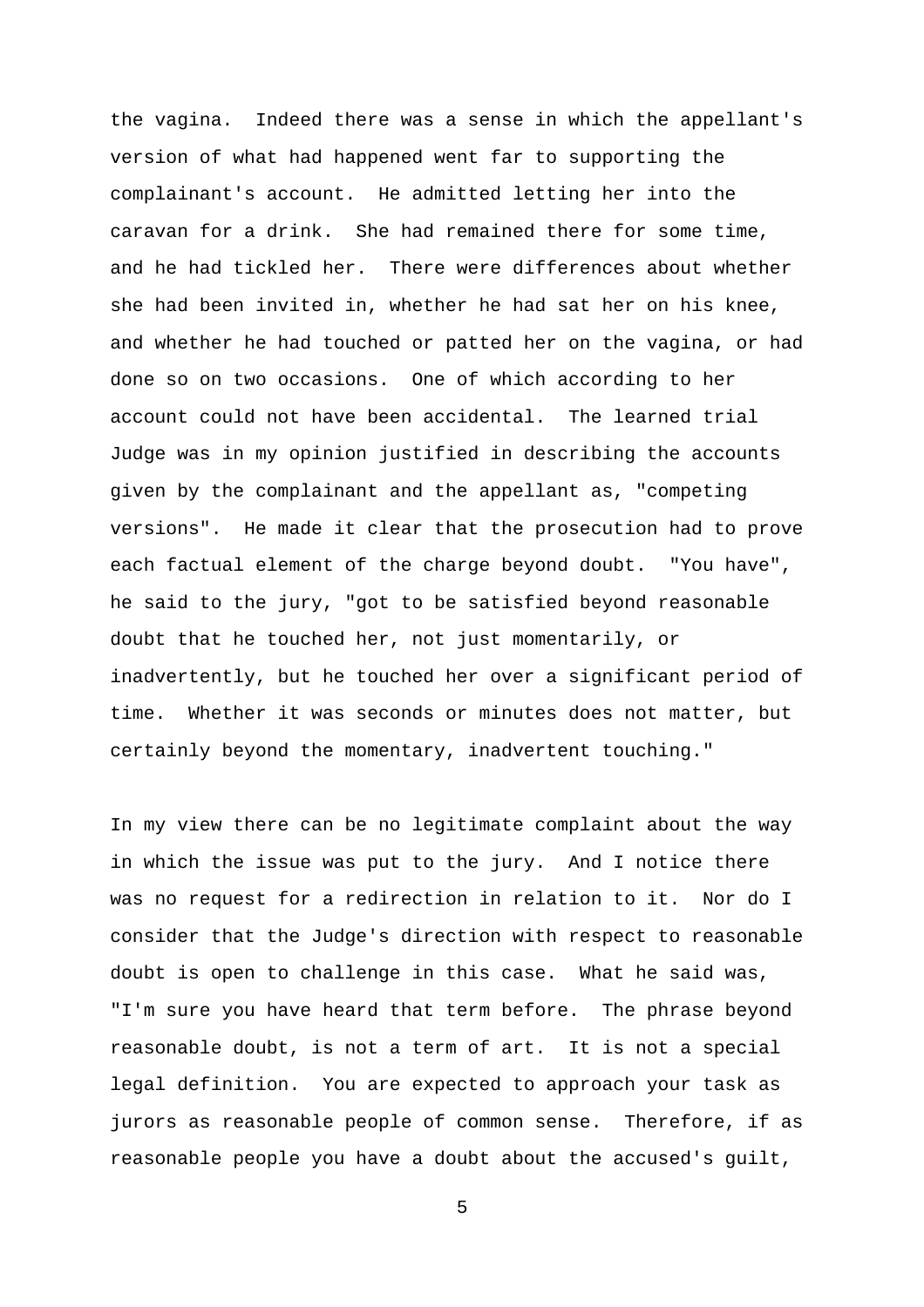the vagina. Indeed there was a sense in which the appellant's version of what had happened went far to supporting the complainant's account. He admitted letting her into the caravan for a drink. She had remained there for some time, and he had tickled her. There were differences about whether she had been invited in, whether he had sat her on his knee, and whether he had touched or patted her on the vagina, or had done so on two occasions. One of which according to her account could not have been accidental. The learned trial Judge was in my opinion justified in describing the accounts given by the complainant and the appellant as, "competing versions". He made it clear that the prosecution had to prove each factual element of the charge beyond doubt. "You have", he said to the jury, "got to be satisfied beyond reasonable doubt that he touched her, not just momentarily, or inadvertently, but he touched her over a significant period of time. Whether it was seconds or minutes does not matter, but certainly beyond the momentary, inadvertent touching."

In my view there can be no legitimate complaint about the way in which the issue was put to the jury. And I notice there was no request for a redirection in relation to it. Nor do I consider that the Judge's direction with respect to reasonable doubt is open to challenge in this case. What he said was, "I'm sure you have heard that term before. The phrase beyond reasonable doubt, is not a term of art. It is not a special legal definition. You are expected to approach your task as jurors as reasonable people of common sense. Therefore, if as reasonable people you have a doubt about the accused's guilt,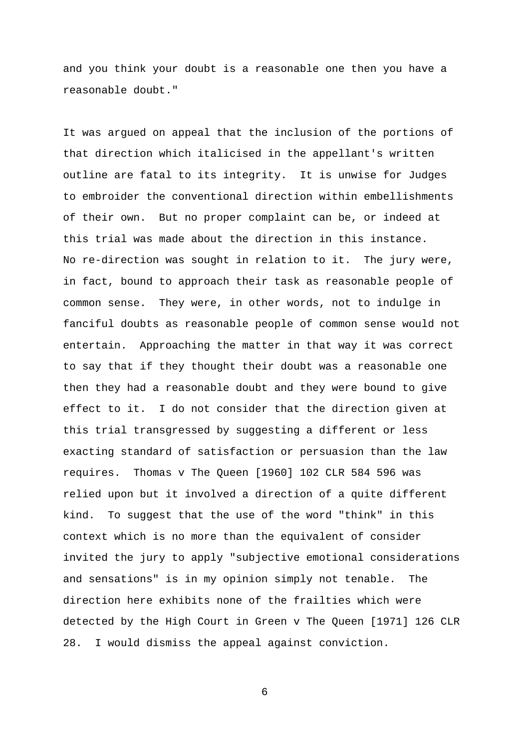and you think your doubt is a reasonable one then you have a reasonable doubt."

It was argued on appeal that the inclusion of the portions of that direction which italicised in the appellant's written outline are fatal to its integrity. It is unwise for Judges to embroider the conventional direction within embellishments of their own. But no proper complaint can be, or indeed at this trial was made about the direction in this instance. No re-direction was sought in relation to it. The jury were, in fact, bound to approach their task as reasonable people of common sense. They were, in other words, not to indulge in fanciful doubts as reasonable people of common sense would not entertain. Approaching the matter in that way it was correct to say that if they thought their doubt was a reasonable one then they had a reasonable doubt and they were bound to give effect to it. I do not consider that the direction given at this trial transgressed by suggesting a different or less exacting standard of satisfaction or persuasion than the law requires. Thomas v The Queen [1960] 102 CLR 584 596 was relied upon but it involved a direction of a quite different kind. To suggest that the use of the word "think" in this context which is no more than the equivalent of consider invited the jury to apply "subjective emotional considerations and sensations" is in my opinion simply not tenable. The direction here exhibits none of the frailties which were detected by the High Court in Green v The Queen [1971] 126 CLR 28. I would dismiss the appeal against conviction.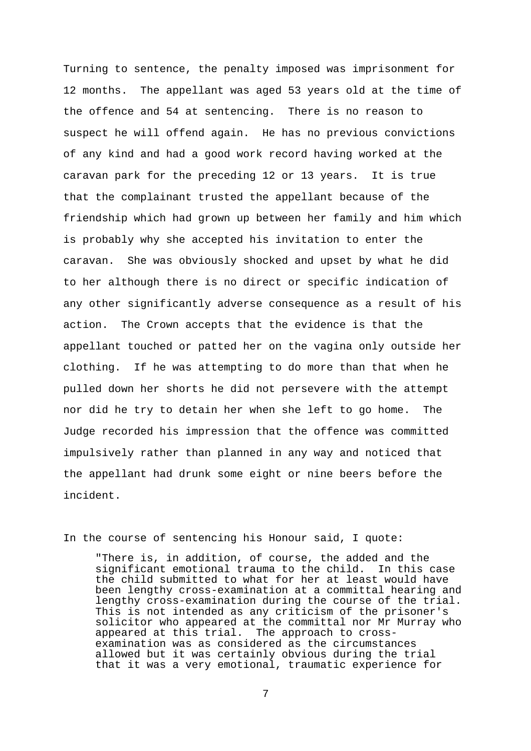Turning to sentence, the penalty imposed was imprisonment for 12 months. The appellant was aged 53 years old at the time of the offence and 54 at sentencing. There is no reason to suspect he will offend again. He has no previous convictions of any kind and had a good work record having worked at the caravan park for the preceding 12 or 13 years. It is true that the complainant trusted the appellant because of the friendship which had grown up between her family and him which is probably why she accepted his invitation to enter the caravan. She was obviously shocked and upset by what he did to her although there is no direct or specific indication of any other significantly adverse consequence as a result of his action. The Crown accepts that the evidence is that the appellant touched or patted her on the vagina only outside her clothing. If he was attempting to do more than that when he pulled down her shorts he did not persevere with the attempt nor did he try to detain her when she left to go home. The Judge recorded his impression that the offence was committed impulsively rather than planned in any way and noticed that the appellant had drunk some eight or nine beers before the incident.

In the course of sentencing his Honour said, I quote:

> "There is, in addition, of course, the added and the significant emotional trauma to the child. In this case the child submitted to what for her at least would have been lengthy cross-examination at a committal hearing and lengthy cross-examination during the course of the trial. This is not intended as any criticism of the prisoner's solicitor who appeared at the committal nor Mr Murray who appeared at this trial. The approach to cross-examination was as considered as the circumstances allowed but it was certainly obvious during the trial that it was a very emotional, traumatic experience for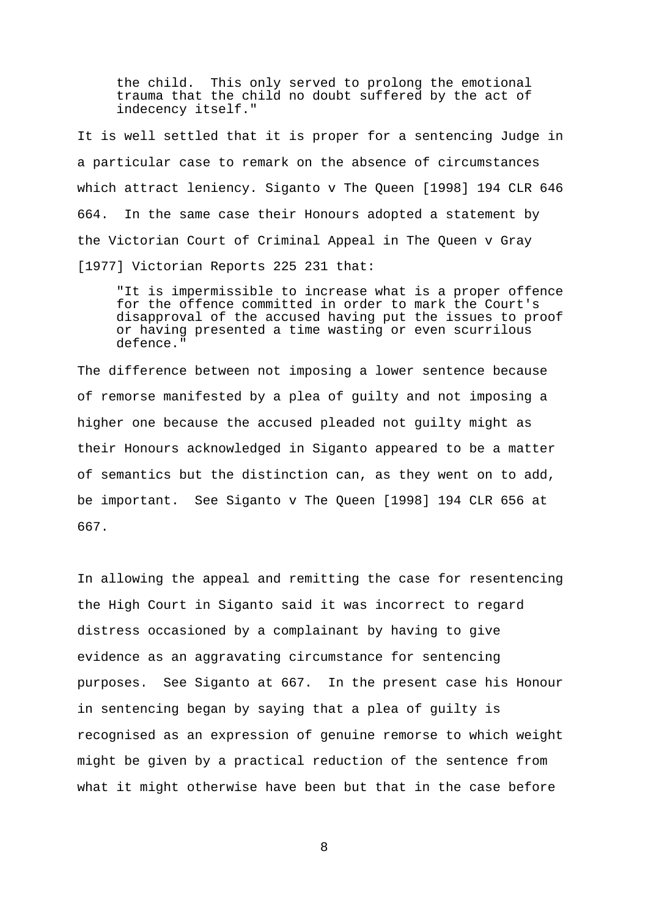> the child. This only served to prolong the emotional trauma that the child no doubt suffered by the act of indecency itself."

It is well settled that it is proper for a sentencing Judge in a particular case to remark on the absence of circumstances which attract leniency. Siganto v The Queen [1998] 194 CLR 646 664. In the same case their Honours adopted a statement by the Victorian Court of Criminal Appeal in The Queen v Gray [1977] Victorian Reports 225 231 that:

> "It is impermissible to increase what is a proper offence for the offence committed in order to mark the Court's disapproval of the accused having put the issues to proof or having presented a time wasting or even scurrilous defence."

The difference between not imposing a lower sentence because of remorse manifested by a plea of guilty and not imposing a higher one because the accused pleaded not guilty might as their Honours acknowledged in Siganto appeared to be a matter of semantics but the distinction can, as they went on to add, be important. See Siganto v The Queen [1998] 194 CLR 656 at 667.

In allowing the appeal and remitting the case for resentencing the High Court in Siganto said it was incorrect to regard distress occasioned by a complainant by having to give evidence as an aggravating circumstance for sentencing purposes. See Siganto at 667. In the present case his Honour in sentencing began by saying that a plea of guilty is recognised as an expression of genuine remorse to which weight might be given by a practical reduction of the sentence from what it might otherwise have been but that in the case before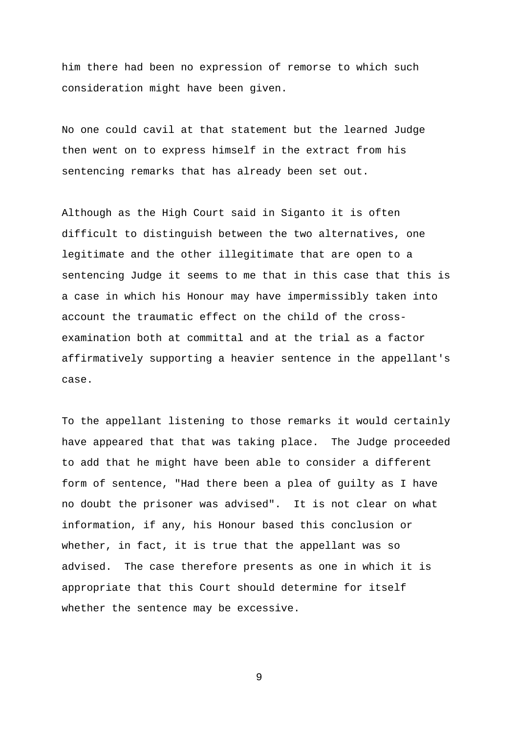him there had been no expression of remorse to which such consideration might have been given.

No one could cavil at that statement but the learned Judge then went on to express himself in the extract from his sentencing remarks that has already been set out.

Although as the High Court said in Siganto it is often difficult to distinguish between the two alternatives, one legitimate and the other illegitimate that are open to a sentencing Judge it seems to me that in this case that this is a case in which his Honour may have impermissibly taken into account the traumatic effect on the child of the cross-examination both at committal and at the trial as a factor affirmatively supporting a heavier sentence in the appellant's case.

To the appellant listening to those remarks it would certainly have appeared that that was taking place. The Judge proceeded to add that he might have been able to consider a different form of sentence, "Had there been a plea of guilty as I have no doubt the prisoner was advised". It is not clear on what information, if any, his Honour based this conclusion or whether, in fact, it is true that the appellant was so advised. The case therefore presents as one in which it is appropriate that this Court should determine for itself whether the sentence may be excessive.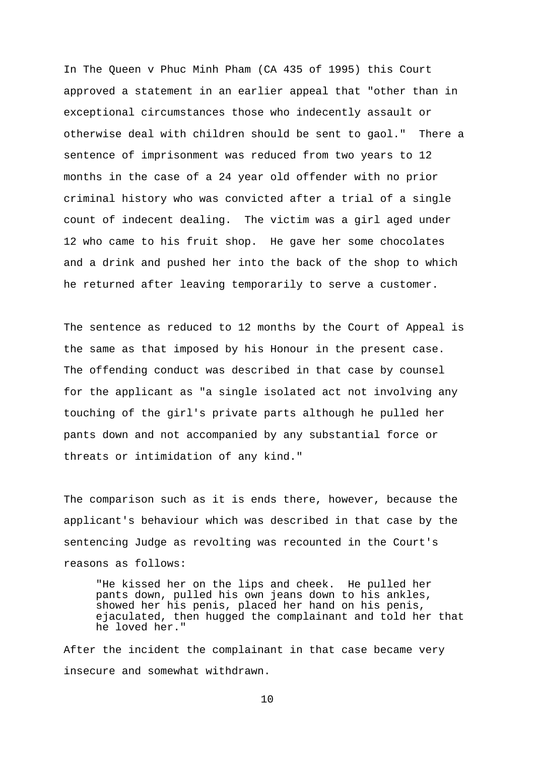In The Queen v Phuc Minh Pham (CA 435 of 1995) this Court approved a statement in an earlier appeal that "other than in exceptional circumstances those who indecently assault or otherwise deal with children should be sent to gaol." There a sentence of imprisonment was reduced from two years to 12 months in the case of a 24 year old offender with no prior criminal history who was convicted after a trial of a single count of indecent dealing. The victim was a girl aged under 12 who came to his fruit shop. He gave her some chocolates and a drink and pushed her into the back of the shop to which he returned after leaving temporarily to serve a customer.

The sentence as reduced to 12 months by the Court of Appeal is the same as that imposed by his Honour in the present case. The offending conduct was described in that case by counsel for the applicant as "a single isolated act not involving any touching of the girl's private parts although he pulled her pants down and not accompanied by any substantial force or threats or intimidation of any kind."

The comparison such as it is ends there, however, because the applicant's behaviour which was described in that case by the sentencing Judge as revolting was recounted in the Court's reasons as follows:

> "He kissed her on the lips and cheek. He pulled her pants down, pulled his own jeans down to his ankles, showed her his penis, placed her hand on his penis, ejaculated, then hugged the complainant and told her that he loved her."

After the incident the complainant in that case became very insecure and somewhat withdrawn.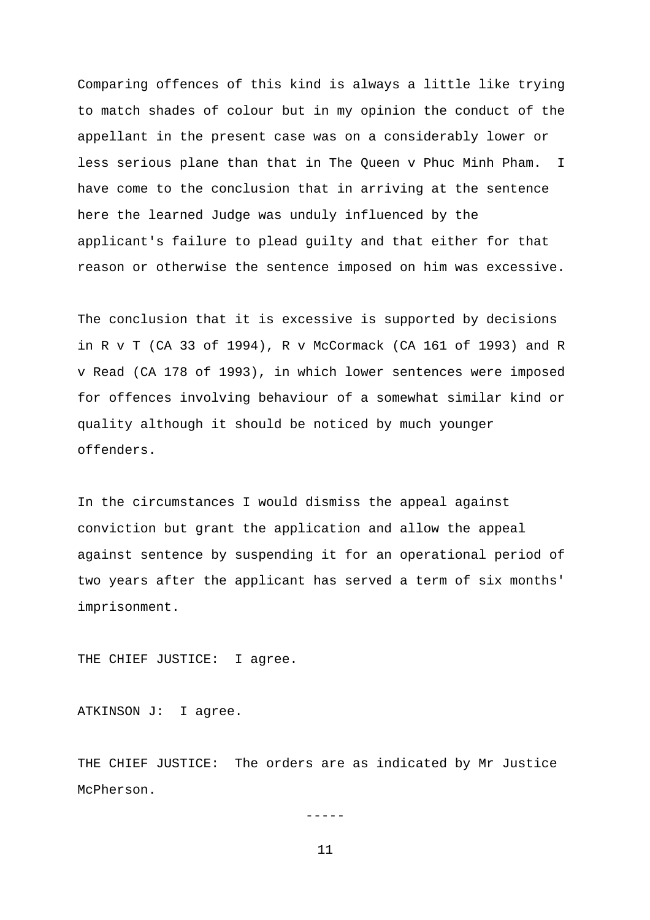Comparing offences of this kind is always a little like trying to match shades of colour but in my opinion the conduct of the appellant in the present case was on a considerably lower or less serious plane than that in The Queen v Phuc Minh Pham. I have come to the conclusion that in arriving at the sentence here the learned Judge was unduly influenced by the applicant's failure to plead guilty and that either for that reason or otherwise the sentence imposed on him was excessive.

The conclusion that it is excessive is supported by decisions in R v T (CA 33 of 1994), R v McCormack (CA 161 of 1993) and R v Read (CA 178 of 1993), in which lower sentences were imposed for offences involving behaviour of a somewhat similar kind or quality although it should be noticed by much younger offenders.

In the circumstances I would dismiss the appeal against conviction but grant the application and allow the appeal against sentence by suspending it for an operational period of two years after the applicant has served a term of six months' imprisonment.

THE CHIEF JUSTICE: I agree.

ATKINSON J: I agree.

THE CHIEF JUSTICE: The orders are as indicated by Mr Justice McPherson.

-----